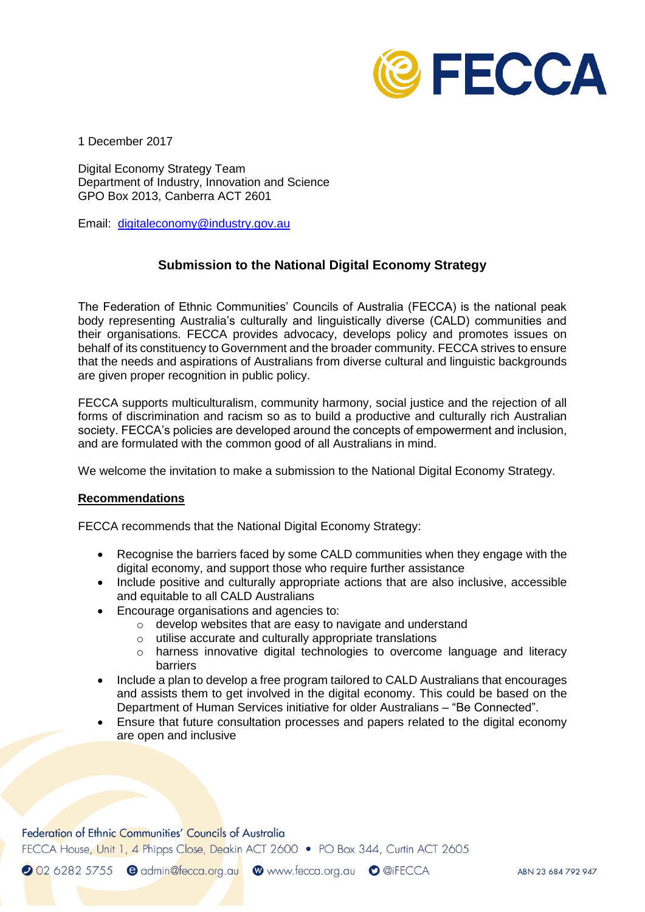1 December 2017

Digital Economy Strategy Team
Department of Industry, Innovation and Science
GPO Box 2013, Canberra ACT 2601

Email: digitaleconomy@industry.gov.au

## Submission to the National Digital Economy Strategy

The Federation of Ethnic Communities' Councils of Australia (FECCA) is the national peak body representing Australia's culturally and linguistically diverse (CALD) communities and their organisations. FECCA provides advocacy, develops policy and promotes issues on behalf of its constituency to Government and the broader community. FECCA strives to ensure that the needs and aspirations of Australians from diverse cultural and linguistic backgrounds are given proper recognition in public policy.

FECCA supports multiculturalism, community harmony, social justice and the rejection of all forms of discrimination and racism so as to build a productive and culturally rich Australian society. FECCA's policies are developed around the concepts of empowerment and inclusion, and are formulated with the common good of all Australians in mind.

We welcome the invitation to make a submission to the National Digital Economy Strategy.

**Recommendations**

FECCA recommends that the National Digital Economy Strategy:

- Recognise the barriers faced by some CALD communities when they engage with the digital economy, and support those who require further assistance
- Include positive and culturally appropriate actions that are also inclusive, accessible and equitable to all CALD Australians
- Encourage organisations and agencies to:
  - develop websites that are easy to navigate and understand
  - utilise accurate and culturally appropriate translations
  - harness innovative digital technologies to overcome language and literacy barriers
- Include a plan to develop a free program tailored to CALD Australians that encourages and assists them to get involved in the digital economy. This could be based on the Department of Human Services initiative for older Australians – "Be Connected".
- Ensure that future consultation processes and papers related to the digital economy are open and inclusive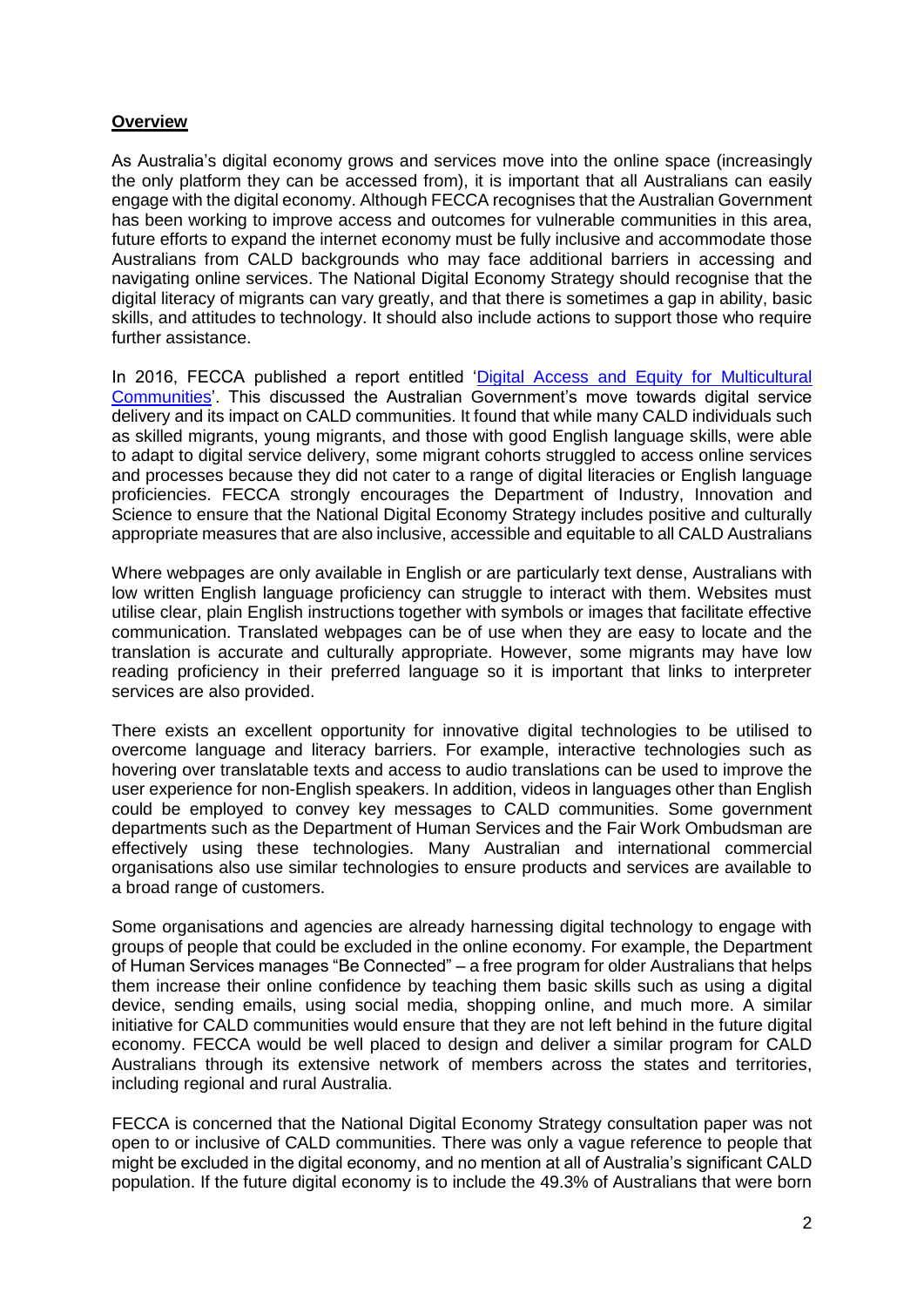## **Overview**

As Australia's digital economy grows and services move into the online space (increasingly the only platform they can be accessed from), it is important that all Australians can easily engage with the digital economy. Although FECCA recognises that the Australian Government has been working to improve access and outcomes for vulnerable communities in this area, future efforts to expand the internet economy must be fully inclusive and accommodate those Australians from CALD backgrounds who may face additional barriers in accessing and navigating online services. The National Digital Economy Strategy should recognise that the digital literacy of migrants can vary greatly, and that there is sometimes a gap in ability, basic skills, and attitudes to technology. It should also include actions to support those who require further assistance.

In 2016, FECCA published a report entitled 'Digital Access and Equity for Multicultural Communities'. This discussed the Australian Government's move towards digital service delivery and its impact on CALD communities. It found that while many CALD individuals such as skilled migrants, young migrants, and those with good English language skills, were able to adapt to digital service delivery, some migrant cohorts struggled to access online services and processes because they did not cater to a range of digital literacies or English language proficiencies. FECCA strongly encourages the Department of Industry, Innovation and Science to ensure that the National Digital Economy Strategy includes positive and culturally appropriate measures that are also inclusive, accessible and equitable to all CALD Australians

Where webpages are only available in English or are particularly text dense, Australians with low written English language proficiency can struggle to interact with them. Websites must utilise clear, plain English instructions together with symbols or images that facilitate effective communication. Translated webpages can be of use when they are easy to locate and the translation is accurate and culturally appropriate. However, some migrants may have low reading proficiency in their preferred language so it is important that links to interpreter services are also provided.

There exists an excellent opportunity for innovative digital technologies to be utilised to overcome language and literacy barriers. For example, interactive technologies such as hovering over translatable texts and access to audio translations can be used to improve the user experience for non-English speakers. In addition, videos in languages other than English could be employed to convey key messages to CALD communities. Some government departments such as the Department of Human Services and the Fair Work Ombudsman are effectively using these technologies. Many Australian and international commercial organisations also use similar technologies to ensure products and services are available to a broad range of customers.

Some organisations and agencies are already harnessing digital technology to engage with groups of people that could be excluded in the online economy. For example, the Department of Human Services manages "Be Connected" – a free program for older Australians that helps them increase their online confidence by teaching them basic skills such as using a digital device, sending emails, using social media, shopping online, and much more. A similar initiative for CALD communities would ensure that they are not left behind in the future digital economy. FECCA would be well placed to design and deliver a similar program for CALD Australians through its extensive network of members across the states and territories, including regional and rural Australia.

FECCA is concerned that the National Digital Economy Strategy consultation paper was not open to or inclusive of CALD communities. There was only a vague reference to people that might be excluded in the digital economy, and no mention at all of Australia's significant CALD population. If the future digital economy is to include the 49.3% of Australians that were born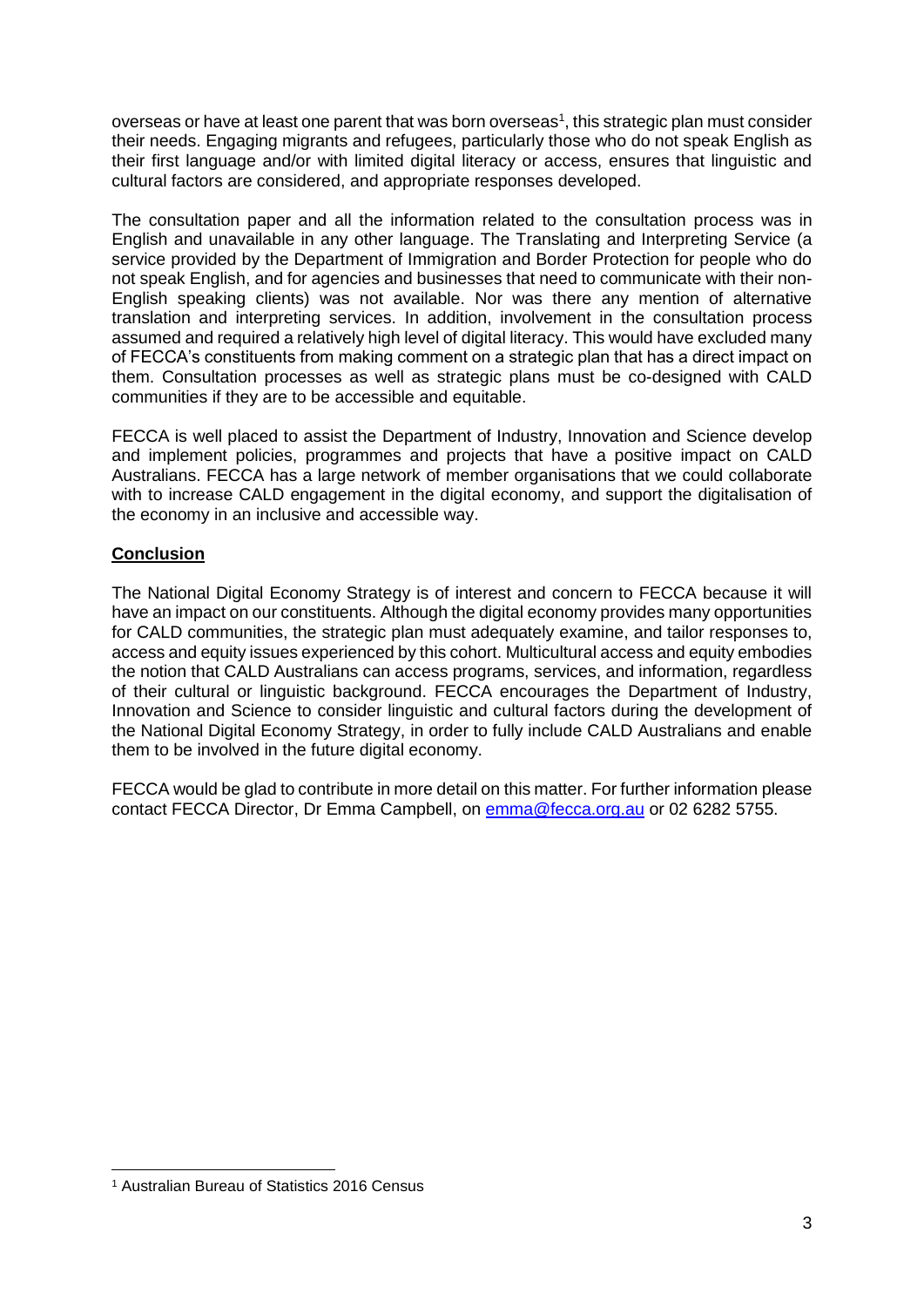overseas or have at least one parent that was born overseas[1], this strategic plan must consider their needs. Engaging migrants and refugees, particularly those who do not speak English as their first language and/or with limited digital literacy or access, ensures that linguistic and cultural factors are considered, and appropriate responses developed.

The consultation paper and all the information related to the consultation process was in English and unavailable in any other language. The Translating and Interpreting Service (a service provided by the Department of Immigration and Border Protection for people who do not speak English, and for agencies and businesses that need to communicate with their non-English speaking clients) was not available. Nor was there any mention of alternative translation and interpreting services. In addition, involvement in the consultation process assumed and required a relatively high level of digital literacy. This would have excluded many of FECCA's constituents from making comment on a strategic plan that has a direct impact on them. Consultation processes as well as strategic plans must be co-designed with CALD communities if they are to be accessible and equitable.

FECCA is well placed to assist the Department of Industry, Innovation and Science develop and implement policies, programmes and projects that have a positive impact on CALD Australians. FECCA has a large network of member organisations that we could collaborate with to increase CALD engagement in the digital economy, and support the digitalisation of the economy in an inclusive and accessible way.

**Conclusion**

The National Digital Economy Strategy is of interest and concern to FECCA because it will have an impact on our constituents. Although the digital economy provides many opportunities for CALD communities, the strategic plan must adequately examine, and tailor responses to, access and equity issues experienced by this cohort. Multicultural access and equity embodies the notion that CALD Australians can access programs, services, and information, regardless of their cultural or linguistic background. FECCA encourages the Department of Industry, Innovation and Science to consider linguistic and cultural factors during the development of the National Digital Economy Strategy, in order to fully include CALD Australians and enable them to be involved in the future digital economy.

FECCA would be glad to contribute in more detail on this matter. For further information please contact FECCA Director, Dr Emma Campbell, on emma@fecca.org.au or 02 6282 5755.

[1] Australian Bureau of Statistics 2016 Census